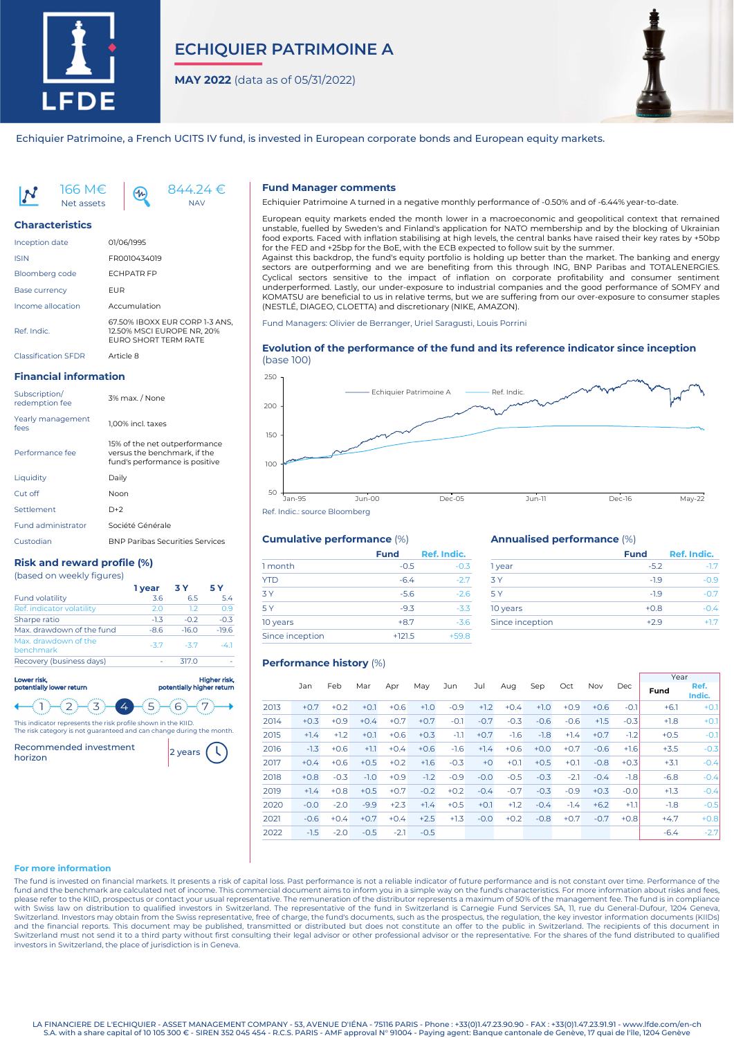# ECHIQUIER PATRIMOINE A

**MAY 2022** (data as of 05/31/2022)

Echiquier Patrimoine, a French UCITS IV fund, is invested in European corporate bonds and European equity markets.

166 M€ Net assets | 844.24 € NAV

## Characteristics

| | |
|---|---|
| Inception date | 01/06/1995 |
| ISIN | FR0010434019 |
| Bloomberg code | ECHPATR FP |
| Base currency | EUR |
| Income allocation | Accumulation |
| Ref. Indic. | 67.50% IBOXX EUR CORP 1-3 ANS, 12.50% MSCI EUROPE NR, 20% EURO SHORT TERM RATE |
| Classification SFDR | Article 8 |

## Financial information

| | |
|---|---|
| Subscription/ redemption fee | 3% max. / None |
| Yearly management fees | 1,00% incl. taxes |
| Performance fee | 15% of the net outperformance versus the benchmark, if the fund's performance is positive |
| Liquidity | Daily |
| Cut off | Noon |
| Settlement | D+2 |
| Fund administrator | Société Générale |
| Custodian | BNP Paribas Securities Services |

## Risk and reward profile (%)

(based on weekly figures)

| | 1 year | 3 Y | 5 Y |
|---|---|---|---|
| Fund volatility | 3.6 | 6.5 | 5.4 |
| Ref. indicator volatility | 2.0 | 1.2 | 0.9 |
| Sharpe ratio | -1.3 | -0.2 | -0.3 |
| Max. drawdown of the fund | -8.6 | -16.0 | -19.6 |
| Max. drawdown of the benchmark | -3.7 | -3.7 | -4.1 |
| Recovery (business days) | - | 317.0 | - |

Lower risk, potentially lower return — Higher risk, potentially higher return

1 2 3 **4** 5 6 7

This indicator represents the risk profile shown in the KIID. The risk category is not guaranteed and can change during the month.

Recommended investment horizon: 2 years

## Fund Manager comments

Echiquier Patrimoine A turned in a negative monthly performance of -0.50% and of -6.44% year-to-date.

European equity markets ended the month lower in a macroeconomic and geopolitical context that remained unstable, fuelled by Sweden's and Finland's application for NATO membership and by the blocking of Ukrainian food exports. Faced with inflation stabilising at high levels, the central banks have raised their key rates by +50bp for the FED and +25bp for the BoE, with the ECB expected to follow suit by the summer.
Against this backdrop, the fund's equity portfolio is holding up better than the market. The banking and energy sectors are outperforming and we are benefiting from this through ING, BNP Paribas and TOTALENERGIES. Cyclical sectors sensitive to the impact of inflation on corporate profitability and consumer sentiment underperformed. Lastly, our under-exposure to industrial companies and the good performance of SOMFY and KOMATSU are beneficial to us in relative terms, but we are suffering from our over-exposure to consumer staples (NESTLÉ, DIAGEO, CLOETTA) and discretionary (NIKE, AMAZON).

Fund Managers: Olivier de Berranger, Uriel Saragusti, Louis Porrini

## Evolution of the performance of the fund and its reference indicator since inception

(base 100)

Ref. Indic.: source Bloomberg

## Cumulative performance (%)

| | Fund | Ref. Indic. |
|---|---|---|
| 1 month | -0.5 | -0.3 |
| YTD | -6.4 | -2.7 |
| 3 Y | -5.6 | -2.6 |
| 5 Y | -9.3 | -3.3 |
| 10 years | +8.7 | -3.6 |
| Since inception | +121.5 | +59.8 |

## Annualised performance (%)

| | Fund | Ref. Indic. |
|---|---|---|
| 1 year | -5.2 | -1.7 |
| 3 Y | -1.9 | -0.9 |
| 5 Y | -1.9 | -0.7 |
| 10 years | +0.8 | -0.4 |
| Since inception | +2.9 | +1.7 |

## Performance history (%)

| | Jan | Feb | Mar | Apr | May | Jun | Jul | Aug | Sep | Oct | Nov | Dec | Year Fund | Year Ref. Indic. |
|---|---|---|---|---|---|---|---|---|---|---|---|---|---|---|
| 2013 | +0.7 | +0.2 | +0.1 | +0.6 | +1.0 | -0.9 | +1.2 | +0.4 | +1.0 | +0.9 | +0.6 | -0.1 | +6.1 | +0.1 |
| 2014 | +0.3 | +0.9 | +0.4 | +0.7 | +0.7 | -0.1 | -0.7 | -0.3 | -0.6 | -0.6 | +1.5 | -0.3 | +1.8 | +0.1 |
| 2015 | +1.4 | +1.2 | +0.1 | +0.6 | +0.3 | -1.1 | +0.7 | -1.6 | -1.8 | +1.4 | +0.7 | -1.2 | +0.5 | -0.1 |
| 2016 | -1.3 | +0.6 | +1.1 | +0.4 | +0.6 | -1.6 | +1.4 | +0.6 | +0.0 | +0.7 | -0.6 | +1.6 | +3.5 | -0.3 |
| 2017 | +0.4 | +0.6 | +0.5 | +0.2 | +1.6 | -0.3 | +0 | +0.1 | +0.5 | +0.1 | -0.8 | +0.3 | +3.1 | -0.4 |
| 2018 | +0.8 | -0.3 | -1.0 | +0.9 | -1.2 | -0.9 | -0.0 | -0.5 | -0.3 | -2.1 | -0.4 | -1.8 | -6.8 | -0.4 |
| 2019 | +1.4 | +0.8 | +0.5 | +0.7 | -0.2 | +0.2 | -0.4 | -0.7 | -0.3 | -0.9 | +0.3 | -0.0 | +1.3 | -0.4 |
| 2020 | -0.0 | -2.0 | -9.9 | +2.3 | +1.4 | +0.5 | +0.1 | +1.2 | -0.4 | -1.4 | +6.2 | +1.1 | -1.8 | -0.5 |
| 2021 | -0.6 | +0.4 | +0.7 | +0.4 | +2.5 | +1.3 | -0.0 | +0.2 | -0.8 | +0.7 | -0.7 | +0.8 | +4.7 | +0.8 |
| 2022 | -1.5 | -2.0 | -0.5 | -2.1 | -0.5 | | | | | | | | -6.4 | -2.7 |

### For more information

The fund is invested on financial markets. It presents a risk of capital loss. Past performance is not a reliable indicator of future performance and is not constant over time. Performance of the fund and the benchmark are calculated net of income. This commercial document aims to inform you in a simple way on the fund's characteristics. For more information about risks and fees, please refer to the KIID, prospectus or contact your usual representative. The remuneration of the distributor represents a maximum of 50% of the management fee. The fund is in compliance with Swiss law on distribution to qualified investors in Switzerland. The representative of the fund in Switzerland is Carnegie Fund Services SA, 11, rue du General-Dufour, 1204 Geneva, Switzerland. Investors may obtain from the Swiss representative, free of charge, the fund's documents, such as the prospectus, the regulation, the key investor information documents (KIIDs) and the financial reports. This document may be published, transmitted or distributed but does not constitute an offer to the public in Switzerland. The recipients of this document in Switzerland must not send it to a third party without first consulting their legal advisor or other professional advisor or the representative. For the shares of the fund distributed to qualified investors in Switzerland, the place of jurisdiction is in Geneva.

LA FINANCIERE DE L'ECHIQUIER - ASSET MANAGEMENT COMPANY - 53, AVENUE D'IÉNA - 75116 PARIS - Phone : +33(0)1.47.23.90.90 - FAX : +33(0)1.47.23.91.91 - www.lfde.com/en-ch
S.A. with a share capital of 10 105 300 € - SIREN 352 045 454 - R.C.S. PARIS - AMF approval N° 91004 - Paying agent: Banque cantonale de Genève, 17 quai de l'Ile, 1204 Genève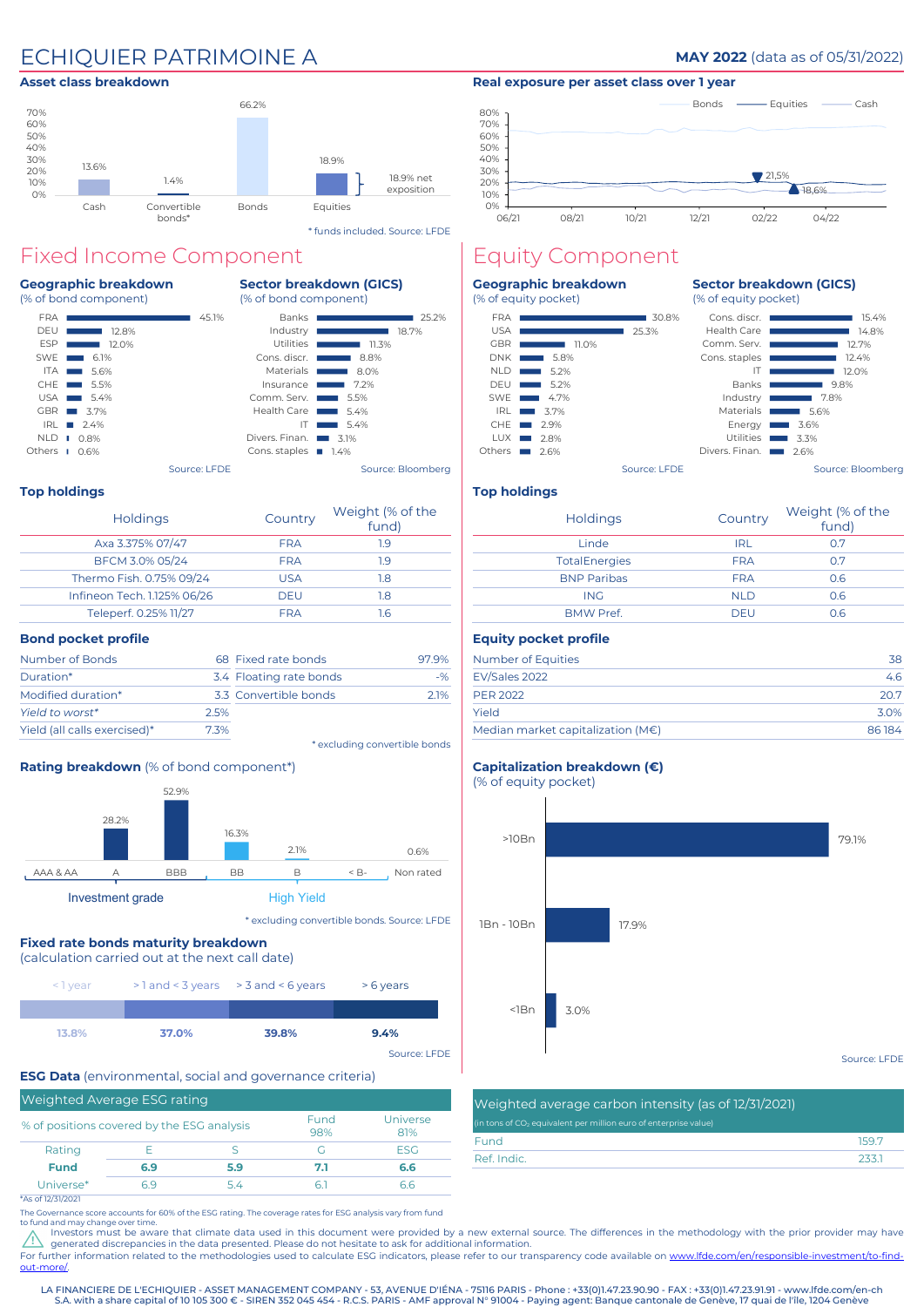# ECHIQUIER PATRIMOINE A

**MAY 2022** (data as of 05/31/2022)

**Asset class breakdown**

70%
60%
50%
40%
30%
20%
10%
0%

13.6% Cash
1.4% Convertible bonds*
66.2% Bonds
18.9% Equities
18.9% net exposition

\* funds included. Source: LFDE

**Real exposure per asset class over 1 year**

Bonds — Equities — Cash

80%
70%
60%
50%
40%
30%
20%
10%
0%

06/21 08/21 10/21 12/21 02/22 04/22

21,5%
18,6%

## Fixed Income Component

**Geographic breakdown**
(% of bond component)

FRA 45.1%
DEU 12.8%
ESP 12.0%
SWE 6.1%
ITA 5.6%
CHE 5.5%
USA 5.4%
GBR 3.7%
IRL 2.4%
NLD 0.8%
Others 0.6%

Source: LFDE

**Sector breakdown (GICS)**
(% of bond component)

Banks 25.2%
Industry 18.7%
Utilities 11.3%
Cons. discr. 8.8%
Materials 8.0%
Insurance 7.2%
Comm. Serv. 5.5%
Health Care 5.4%
IT 5.4%
Divers. Finan. 3.1%
Cons. staples 1.4%

Source: Bloomberg

**Top holdings**

| Holdings | Country | Weight (% of the fund) |
|---|---|---|
| Axa 3.375% 07/47 | FRA | 1.9 |
| BFCM 3.0% 05/24 | FRA | 1.9 |
| Thermo Fish. 0.75% 09/24 | USA | 1.8 |
| Infineon Tech. 1.125% 06/26 | DEU | 1.8 |
| Teleperf. 0.25% 11/27 | FRA | 1.6 |

**Bond pocket profile**

| | | | |
|---|---|---|---|
| Number of Bonds | 68 | Fixed rate bonds | 97.9% |
| Duration* | 3.4 | Floating rate bonds | -% |
| Modified duration* | 3.3 | Convertible bonds | 2.1% |
| *Yield to worst** | 2.5% | | |
| Yield (all calls exercised)* | 7.3% | | |

\* excluding convertible bonds

**Rating breakdown** (% of bond component*)

AAA & AA
A 28.2%
BBB 52.9%
BB 16.3%
B 2.1%
< B-
Non rated 0.6%

Investment grade
High Yield

\* excluding convertible bonds. Source: LFDE

**Fixed rate bonds maturity breakdown**
(calculation carried out at the next call date)

< 1 year 13.8%
> 1 and < 3 years 37.0%
> 3 and < 6 years 39.8%
> 6 years 9.4%

Source: LFDE

## Equity Component

**Geographic breakdown**
(% of equity pocket)

FRA 30.8%
USA 25.3%
GBR 11.0%
DNK 5.8%
NLD 5.2%
DEU 5.2%
SWE 4.7%
IRL 3.7%
CHE 2.9%
LUX 2.8%
Others 2.6%

Source: LFDE

**Sector breakdown (GICS)**
(% of equity pocket)

Cons. discr. 15.4%
Health Care 14.8%
Comm. Serv. 12.7%
Cons. staples 12.4%
IT 12.0%
Banks 9.8%
Industry 7.8%
Materials 5.6%
Energy 3.6%
Utilities 3.3%
Divers. Finan. 2.6%

Source: Bloomberg

**Top holdings**

| Holdings | Country | Weight (% of the fund) |
|---|---|---|
| Linde | IRL | 0.7 |
| TotalEnergies | FRA | 0.7 |
| BNP Paribas | FRA | 0.6 |
| ING | NLD | 0.6 |
| BMW Pref. | DEU | 0.6 |

**Equity pocket profile**

| | |
|---|---|
| Number of Equities | 38 |
| EV/Sales 2022 | 4.6 |
| PER 2022 | 20.7 |
| Yield | 3.0% |
| Median market capitalization (M€) | 86 184 |

**Capitalization breakdown (€)**
(% of equity pocket)

>10Bn 79.1%
1Bn - 10Bn 17.9%
<1Bn 3.0%

Source: LFDE

**ESG Data** (environmental, social and governance criteria)

| Weighted Average ESG rating | | | | |
|---|---|---|---|---|
| % of positions covered by the ESG analysis | | | Fund 98% | Universe 81% |
| Rating | E | S | G | ESG |
| **Fund** | **6.9** | **5.9** | **7.1** | **6.6** |
| Universe* | 6.9 | 5.4 | 6.1 | 6.6 |

*As of 12/31/2021

| Weighted average carbon intensity (as of 12/31/2021) (in tons of $CO_2$ equivalent per million euro of enterprise value) | |
|---|---|
| Fund | 159.7 |
| Ref. Indic. | 233.1 |

The Governance score accounts for 60% of the ESG rating. The coverage rates for ESG analysis vary from fund to fund and may change over time.

Investors must be aware that climate data used in this document were provided by a new external source. The differences in the methodology with the prior provider may have generated discrepancies in the data presented. Please do not hesitate to ask for additional information.

For further information related to the methodologies used to calculate ESG indicators, please refer to our transparency code available on www.lfde.com/en/responsible-investment/to-find-out-more/.

LA FINANCIERE DE L'ECHIQUIER - ASSET MANAGEMENT COMPANY - 53, AVENUE D'IÉNA - 75116 PARIS - Phone : +33(0)1.47.23.90.90 - FAX : +33(0)1.47.23.91.91 - www.lfde.com/en-ch
S.A. with a share capital of 10 105 300 € - SIREN 352 045 454 - R.C.S. PARIS - AMF approval N° 91004 - Paying agent: Banque cantonale de Genève, 17 quai de l'île, 1204 Genève